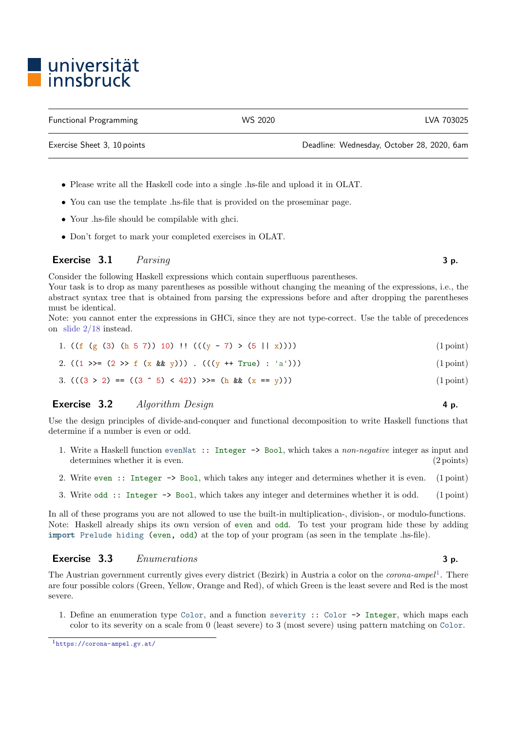universität innsbruck

| Functional Programming | WS 2020 | LVA 703025 |
|---|---|---|
| Exercise Sheet 3, 10 points | | Deadline: Wednesday, October 28, 2020, 6am |

- Please write all the Haskell code into a single .hs-file and upload it in OLAT.
- You can use the template .hs-file that is provided on the proseminar page.
- Your .hs-file should be compilable with ghci.
- Don't forget to mark your completed exercises in OLAT.

## Exercise 3.1 *Parsing* **3 p.**

Consider the following Haskell expressions which contain superfluous parentheses.
Your task is to drop as many parentheses as possible without changing the meaning of the expressions, i.e., the abstract syntax tree that is obtained from parsing the expressions before and after dropping the parentheses must be identical.
Note: you cannot enter the expressions in GHCi, since they are not type-correct. Use the table of precedences on slide 2/18 instead.

1. `((f (g (3) (h 5 7)) 10) !! (((y - 7) > (5 || x))))` (1 point)
2. `((1 >>= (2 >> f (x && y))) . (((y ++ True) : 'a')))` (1 point)
3. `(((3 > 2) == ((3 ^ 5) < 42)) >>= (h && (x == y)))` (1 point)

## Exercise 3.2 *Algorithm Design* **4 p.**

Use the design principles of divide-and-conquer and functional decomposition to write Haskell functions that determine if a number is even or odd.

1. Write a Haskell function `evenNat :: Integer -> Bool`, which takes a *non-negative* integer as input and determines whether it is even. (2 points)
2. Write `even :: Integer -> Bool`, which takes any integer and determines whether it is even. (1 point)
3. Write `odd :: Integer -> Bool`, which takes any integer and determines whether it is odd. (1 point)

In all of these programs you are not allowed to use the built-in multiplication-, division-, or modulo-functions.
Note: Haskell already ships its own version of `even` and `odd`. To test your program hide these by adding `import Prelude hiding (even, odd)` at the top of your program (as seen in the template .hs-file).

## Exercise 3.3 *Enumerations* **3 p.**

The Austrian government currently gives every district (Bezirk) in Austria a color on the *corona-ampel*[1]. There are four possible colors (Green, Yellow, Orange and Red), of which Green is the least severe and Red is the most severe.

1. Define an enumeration type `Color`, and a function `severity :: Color -> Integer`, which maps each color to its severity on a scale from 0 (least severe) to 3 (most severe) using pattern matching on `Color`.

[1] https://corona-ampel.gv.at/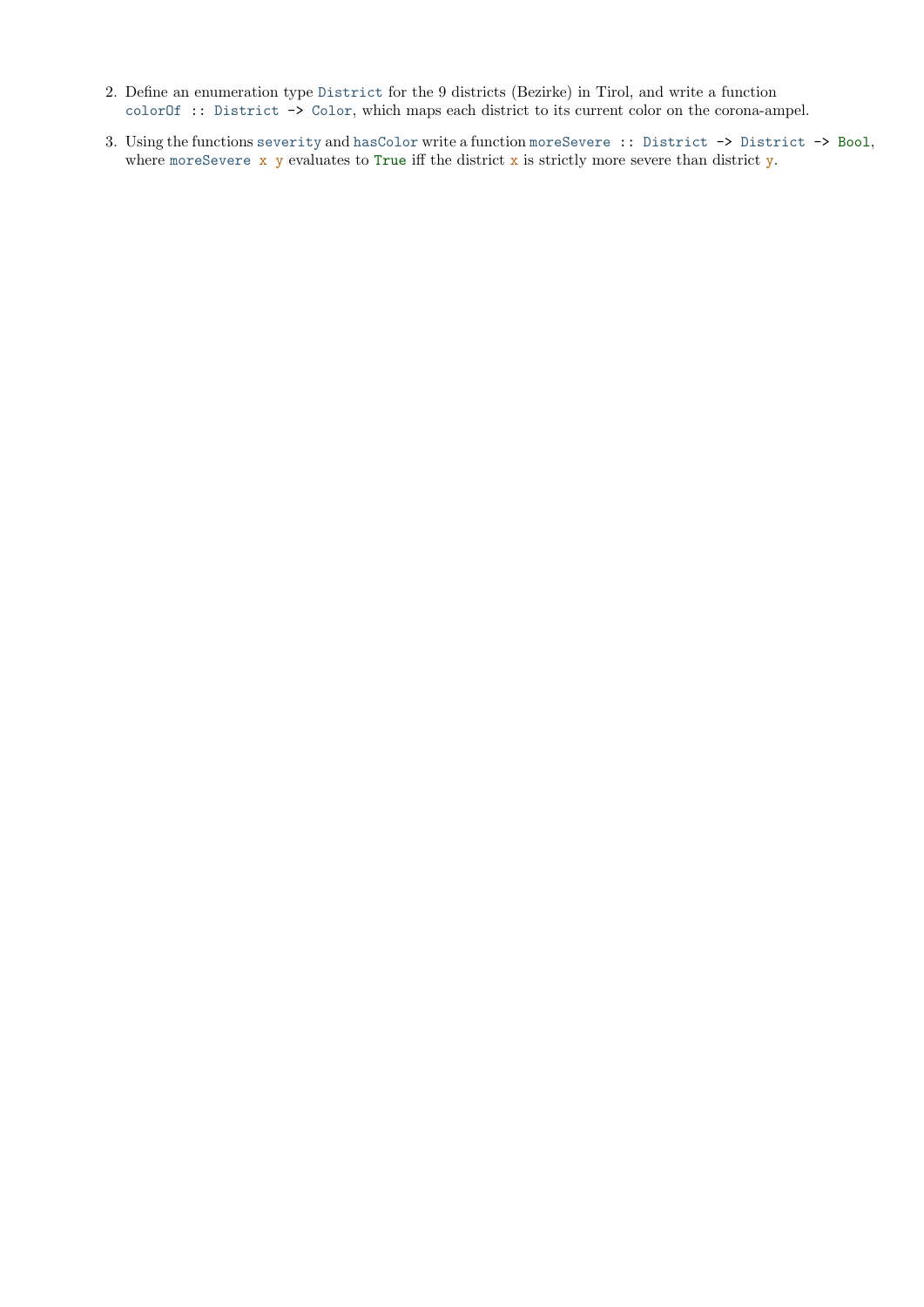2. Define an enumeration type `District` for the 9 districts (Bezirke) in Tirol, and write a function `colorOf :: District -> Color`, which maps each district to its current color on the corona-ampel.

3. Using the functions `severity` and `hasColor` write a function `moreSevere :: District -> District -> Bool`, where `moreSevere x y` evaluates to `True` iff the district `x` is strictly more severe than district `y`.